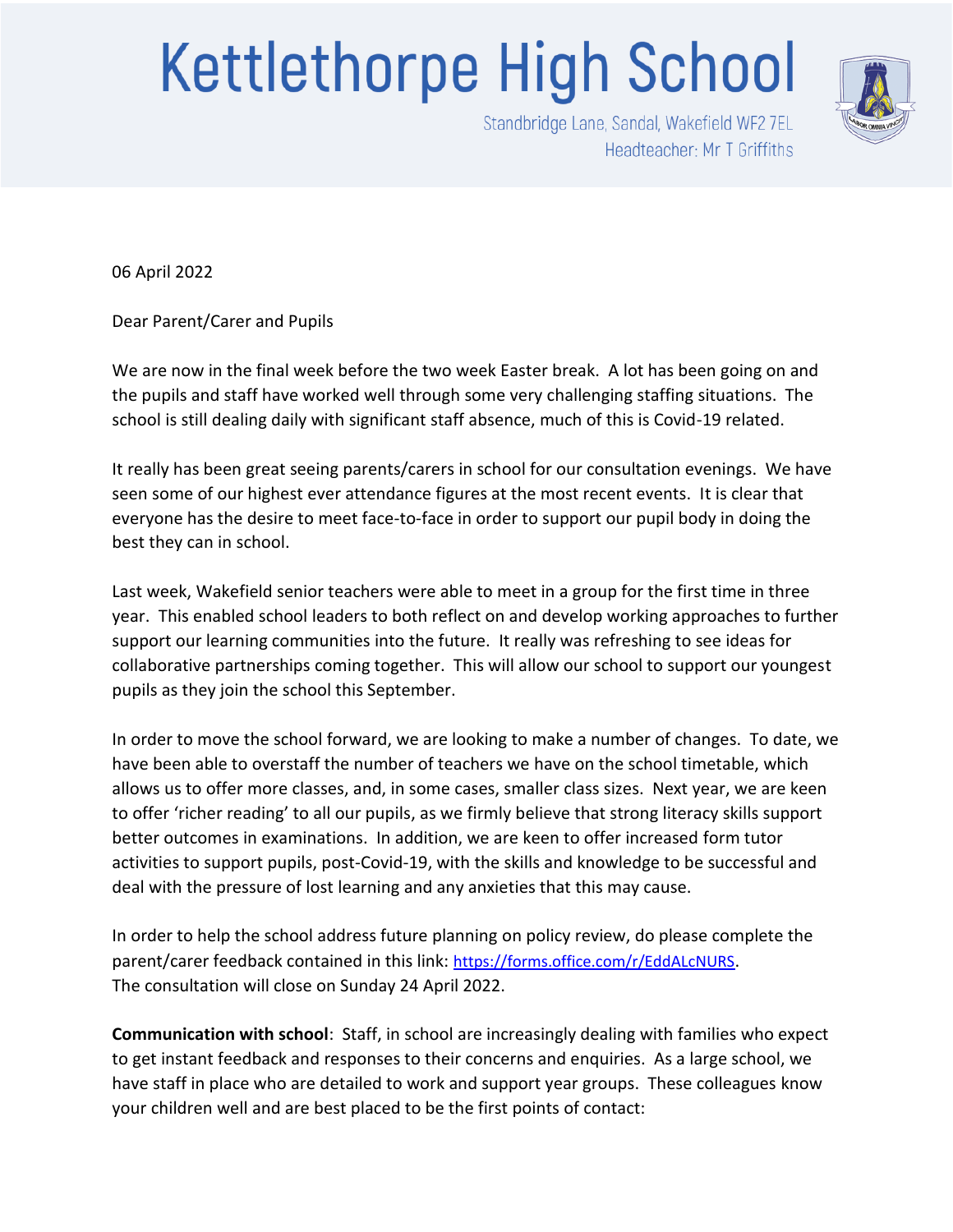# Kettlethorpe High School

Standbridge Lane, Sandal, Wakefield WF2 7EL
Headteacher: Mr T Griffiths

06 April 2022

Dear Parent/Carer and Pupils

We are now in the final week before the two week Easter break. A lot has been going on and the pupils and staff have worked well through some very challenging staffing situations. The school is still dealing daily with significant staff absence, much of this is Covid-19 related.

It really has been great seeing parents/carers in school for our consultation evenings. We have seen some of our highest ever attendance figures at the most recent events. It is clear that everyone has the desire to meet face-to-face in order to support our pupil body in doing the best they can in school.

Last week, Wakefield senior teachers were able to meet in a group for the first time in three year. This enabled school leaders to both reflect on and develop working approaches to further support our learning communities into the future. It really was refreshing to see ideas for collaborative partnerships coming together. This will allow our school to support our youngest pupils as they join the school this September.

In order to move the school forward, we are looking to make a number of changes. To date, we have been able to overstaff the number of teachers we have on the school timetable, which allows us to offer more classes, and, in some cases, smaller class sizes. Next year, we are keen to offer 'richer reading' to all our pupils, as we firmly believe that strong literacy skills support better outcomes in examinations. In addition, we are keen to offer increased form tutor activities to support pupils, post-Covid-19, with the skills and knowledge to be successful and deal with the pressure of lost learning and any anxieties that this may cause.

In order to help the school address future planning on policy review, do please complete the parent/carer feedback contained in this link: https://forms.office.com/r/EddALcNURS.
The consultation will close on Sunday 24 April 2022.

**Communication with school**: Staff, in school are increasingly dealing with families who expect to get instant feedback and responses to their concerns and enquiries. As a large school, we have staff in place who are detailed to work and support year groups. These colleagues know your children well and are best placed to be the first points of contact: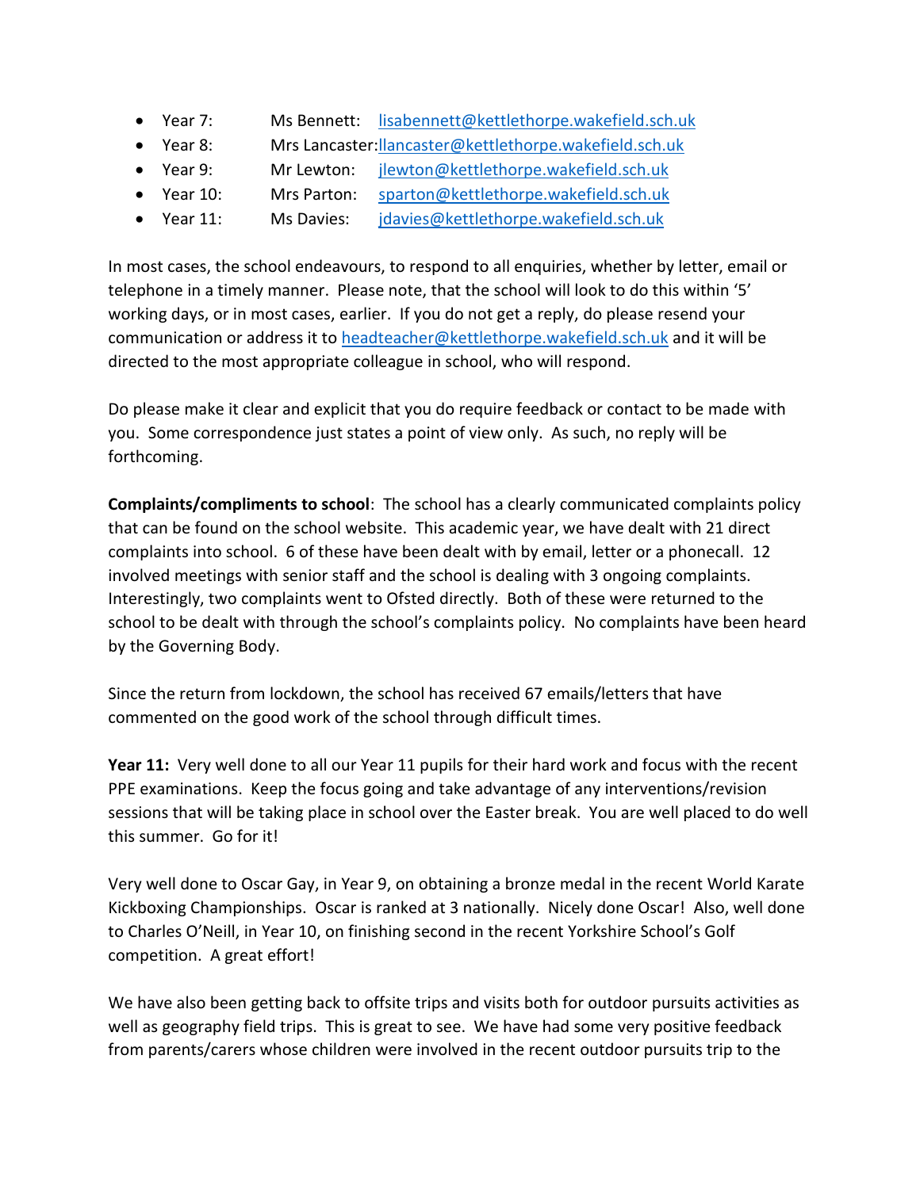- Year 7: Ms Bennett: lisabennett@kettlethorpe.wakefield.sch.uk
- Year 8: Mrs Lancaster: llancaster@kettlethorpe.wakefield.sch.uk
- Year 9: Mr Lewton: jlewton@kettlethorpe.wakefield.sch.uk
- Year 10: Mrs Parton: sparton@kettlethorpe.wakefield.sch.uk
- Year 11: Ms Davies: jdavies@kettlethorpe.wakefield.sch.uk

In most cases, the school endeavours, to respond to all enquiries, whether by letter, email or telephone in a timely manner. Please note, that the school will look to do this within '5' working days, or in most cases, earlier. If you do not get a reply, do please resend your communication or address it to headteacher@kettlethorpe.wakefield.sch.uk and it will be directed to the most appropriate colleague in school, who will respond.

Do please make it clear and explicit that you do require feedback or contact to be made with you. Some correspondence just states a point of view only. As such, no reply will be forthcoming.

**Complaints/compliments to school**: The school has a clearly communicated complaints policy that can be found on the school website. This academic year, we have dealt with 21 direct complaints into school. 6 of these have been dealt with by email, letter or a phonecall. 12 involved meetings with senior staff and the school is dealing with 3 ongoing complaints. Interestingly, two complaints went to Ofsted directly. Both of these were returned to the school to be dealt with through the school's complaints policy. No complaints have been heard by the Governing Body.

Since the return from lockdown, the school has received 67 emails/letters that have commented on the good work of the school through difficult times.

**Year 11:** Very well done to all our Year 11 pupils for their hard work and focus with the recent PPE examinations. Keep the focus going and take advantage of any interventions/revision sessions that will be taking place in school over the Easter break. You are well placed to do well this summer. Go for it!

Very well done to Oscar Gay, in Year 9, on obtaining a bronze medal in the recent World Karate Kickboxing Championships. Oscar is ranked at 3 nationally. Nicely done Oscar! Also, well done to Charles O'Neill, in Year 10, on finishing second in the recent Yorkshire School's Golf competition. A great effort!

We have also been getting back to offsite trips and visits both for outdoor pursuits activities as well as geography field trips. This is great to see. We have had some very positive feedback from parents/carers whose children were involved in the recent outdoor pursuits trip to the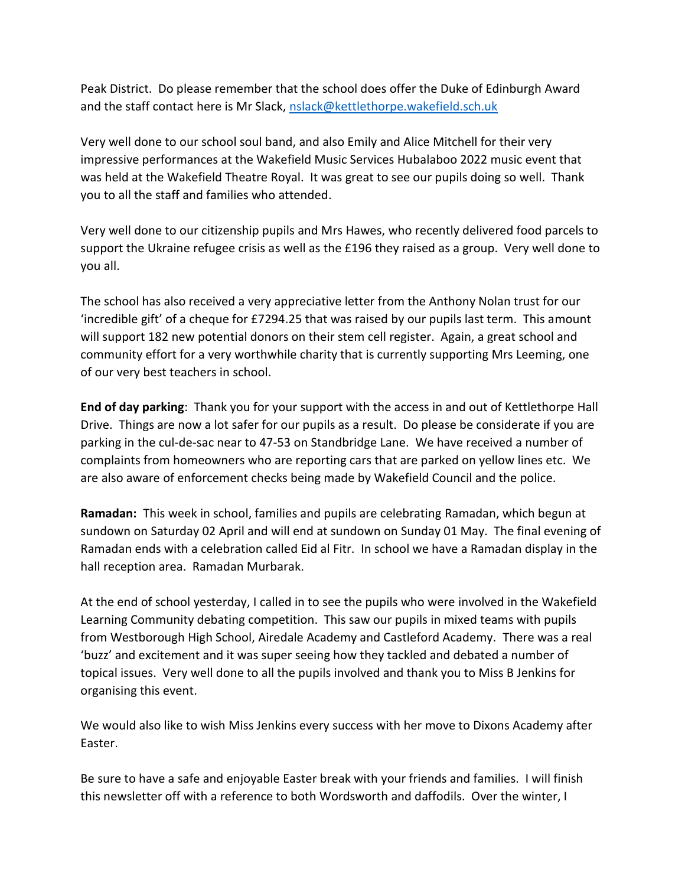Peak District. Do please remember that the school does offer the Duke of Edinburgh Award and the staff contact here is Mr Slack, nslack@kettlethorpe.wakefield.sch.uk

Very well done to our school soul band, and also Emily and Alice Mitchell for their very impressive performances at the Wakefield Music Services Hubalaboo 2022 music event that was held at the Wakefield Theatre Royal. It was great to see our pupils doing so well. Thank you to all the staff and families who attended.

Very well done to our citizenship pupils and Mrs Hawes, who recently delivered food parcels to support the Ukraine refugee crisis as well as the £196 they raised as a group. Very well done to you all.

The school has also received a very appreciative letter from the Anthony Nolan trust for our 'incredible gift' of a cheque for £7294.25 that was raised by our pupils last term. This amount will support 182 new potential donors on their stem cell register. Again, a great school and community effort for a very worthwhile charity that is currently supporting Mrs Leeming, one of our very best teachers in school.

**End of day parking**: Thank you for your support with the access in and out of Kettlethorpe Hall Drive. Things are now a lot safer for our pupils as a result. Do please be considerate if you are parking in the cul-de-sac near to 47-53 on Standbridge Lane. We have received a number of complaints from homeowners who are reporting cars that are parked on yellow lines etc. We are also aware of enforcement checks being made by Wakefield Council and the police.

**Ramadan:** This week in school, families and pupils are celebrating Ramadan, which begun at sundown on Saturday 02 April and will end at sundown on Sunday 01 May. The final evening of Ramadan ends with a celebration called Eid al Fitr. In school we have a Ramadan display in the hall reception area. Ramadan Murbarak.

At the end of school yesterday, I called in to see the pupils who were involved in the Wakefield Learning Community debating competition. This saw our pupils in mixed teams with pupils from Westborough High School, Airedale Academy and Castleford Academy. There was a real 'buzz' and excitement and it was super seeing how they tackled and debated a number of topical issues. Very well done to all the pupils involved and thank you to Miss B Jenkins for organising this event.

We would also like to wish Miss Jenkins every success with her move to Dixons Academy after Easter.

Be sure to have a safe and enjoyable Easter break with your friends and families. I will finish this newsletter off with a reference to both Wordsworth and daffodils. Over the winter, I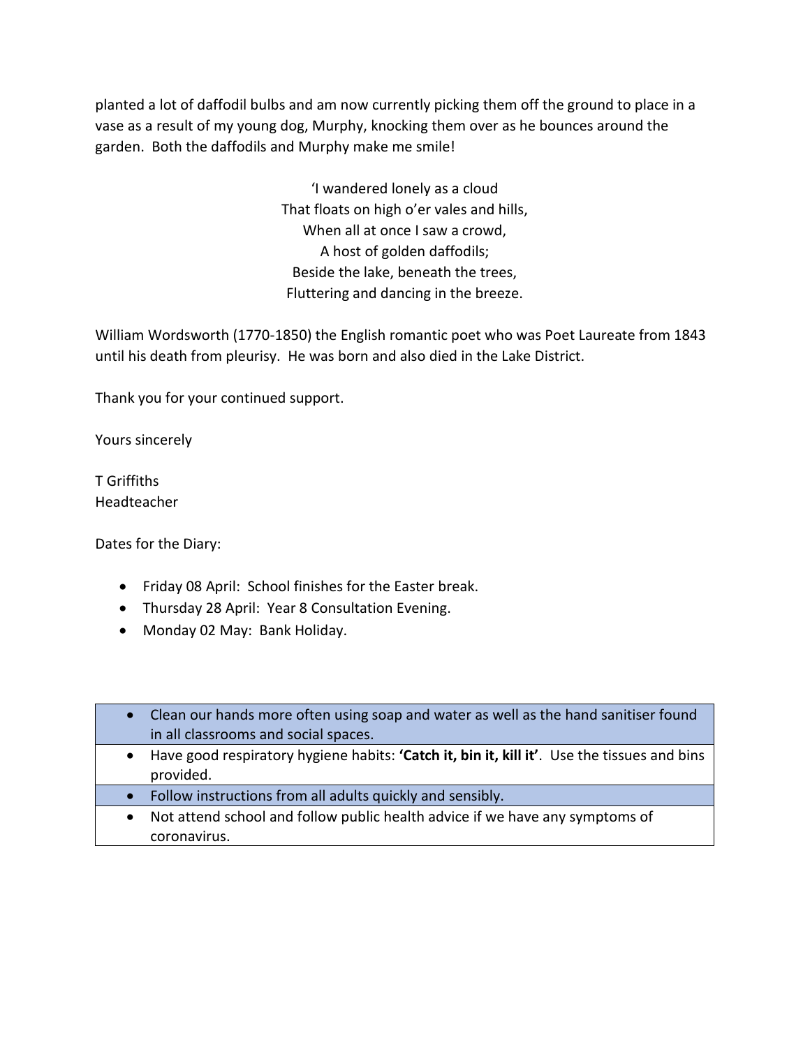planted a lot of daffodil bulbs and am now currently picking them off the ground to place in a vase as a result of my young dog, Murphy, knocking them over as he bounces around the garden. Both the daffodils and Murphy make me smile!

> 'I wandered lonely as a cloud
> That floats on high o'er vales and hills,
> When all at once I saw a crowd,
> A host of golden daffodils;
> Beside the lake, beneath the trees,
> Fluttering and dancing in the breeze.

William Wordsworth (1770-1850) the English romantic poet who was Poet Laureate from 1843 until his death from pleurisy. He was born and also died in the Lake District.

Thank you for your continued support.

Yours sincerely

T Griffiths
Headteacher

Dates for the Diary:

- Friday 08 April: School finishes for the Easter break.
- Thursday 28 April: Year 8 Consultation Evening.
- Monday 02 May: Bank Holiday.

| |
|---|
| • Clean our hands more often using soap and water as well as the hand sanitiser found in all classrooms and social spaces. |
| • Have good respiratory hygiene habits: **'Catch it, bin it, kill it'**. Use the tissues and bins provided. |
| • Follow instructions from all adults quickly and sensibly. |
| • Not attend school and follow public health advice if we have any symptoms of coronavirus. |